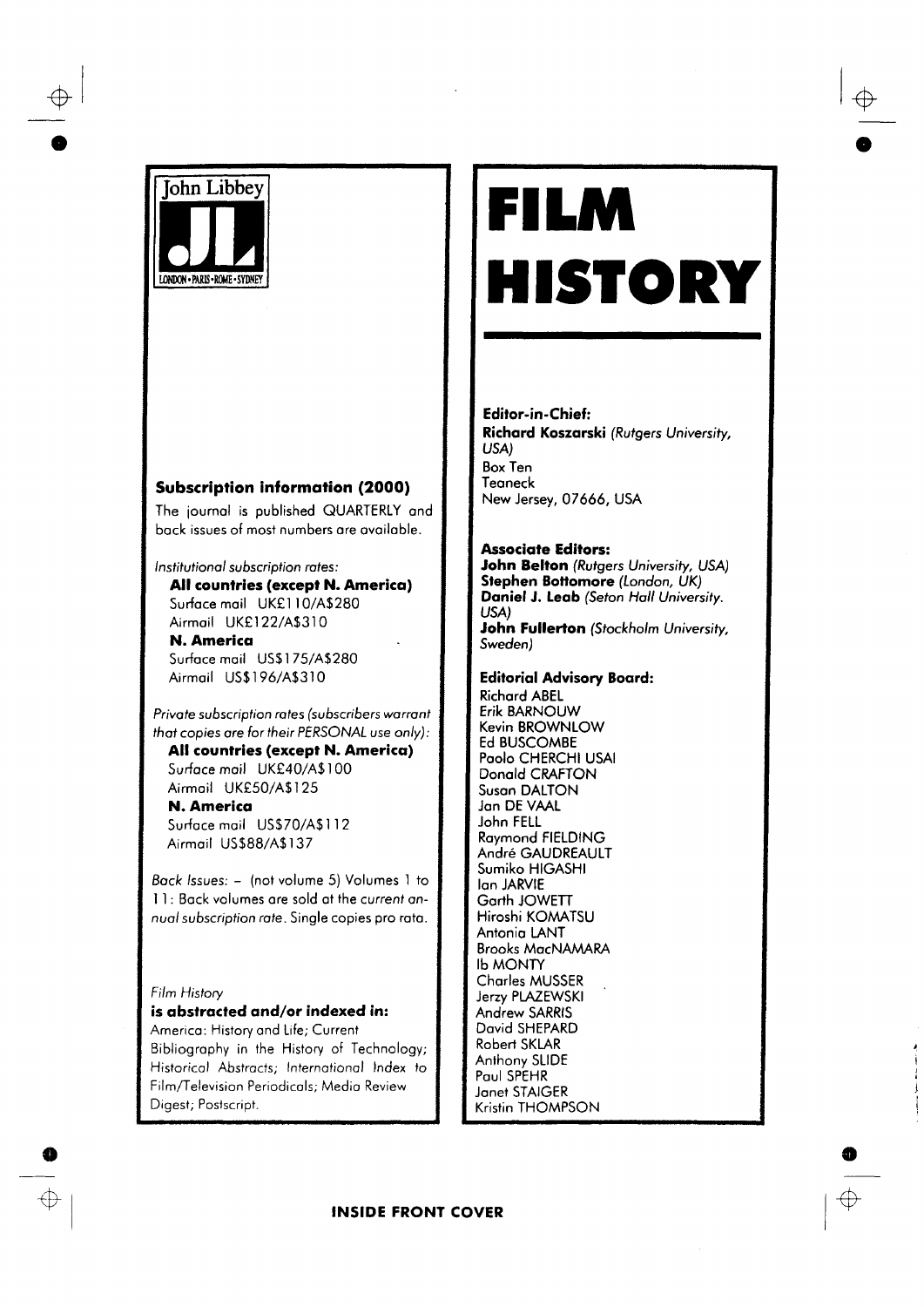John Libbey

LONDON • PARIS • ROME • SYDNEY

### Subscription information (2000)

The journal is published QUARTERLY and back issues of most numbers are available.

*Institutional subscription rates:*

**All countries (except N. America)**
Surface mail UK£110/A$280
Airmail UK£122/A$310

**N. America**
Surface mail US$175/A$280
Airmail US$196/A$310

*Private subscription rates (subscribers warrant that copies are for their PERSONAL use only):*

**All countries (except N. America)**
Surface mail UK£40/A$100
Airmail UK£50/A$125

**N. America**
Surface mail US$70/A$112
Airmail US$88/A$137

*Back Issues:* – (not volume 5) Volumes 1 to 11: Back volumes are sold at the *current annual subscription rate*. Single copies pro rata.

*Film History*
**is abstracted and/or indexed in:**
America: History and Life; Current Bibliography in the History of Technology; Historical Abstracts; International Index to Film/Television Periodicals; Media Review Digest; Postscript.

# FILM HISTORY

**Editor-in-Chief:**
**Richard Koszarski** *(Rutgers University, USA)*
Box Ten
Teaneck
New Jersey, 07666, USA

**Associate Editors:**
**John Belton** *(Rutgers University, USA)*
**Stephen Bottomore** *(London, UK)*
**Daniel J. Leab** *(Seton Hall University. USA)*
**John Fullerton** *(Stockholm University, Sweden)*

**Editorial Advisory Board:**
Richard ABEL
Erik BARNOUW
Kevin BROWNLOW
Ed BUSCOMBE
Paolo CHERCHI USAI
Donald CRAFTON
Susan DALTON
Jan DE VAAL
John FELL
Raymond FIELDING
André GAUDREAULT
Sumiko HIGASHI
Ian JARVIE
Garth JOWETT
Hiroshi KOMATSU
Antonia LANT
Brooks MacNAMARA
Ib MONTY
Charles MUSSER
Jerzy PLAZEWSKI
Andrew SARRIS
David SHEPARD
Robert SKLAR
Anthony SLIDE
Paul SPEHR
Janet STAIGER
Kristin THOMPSON

INSIDE FRONT COVER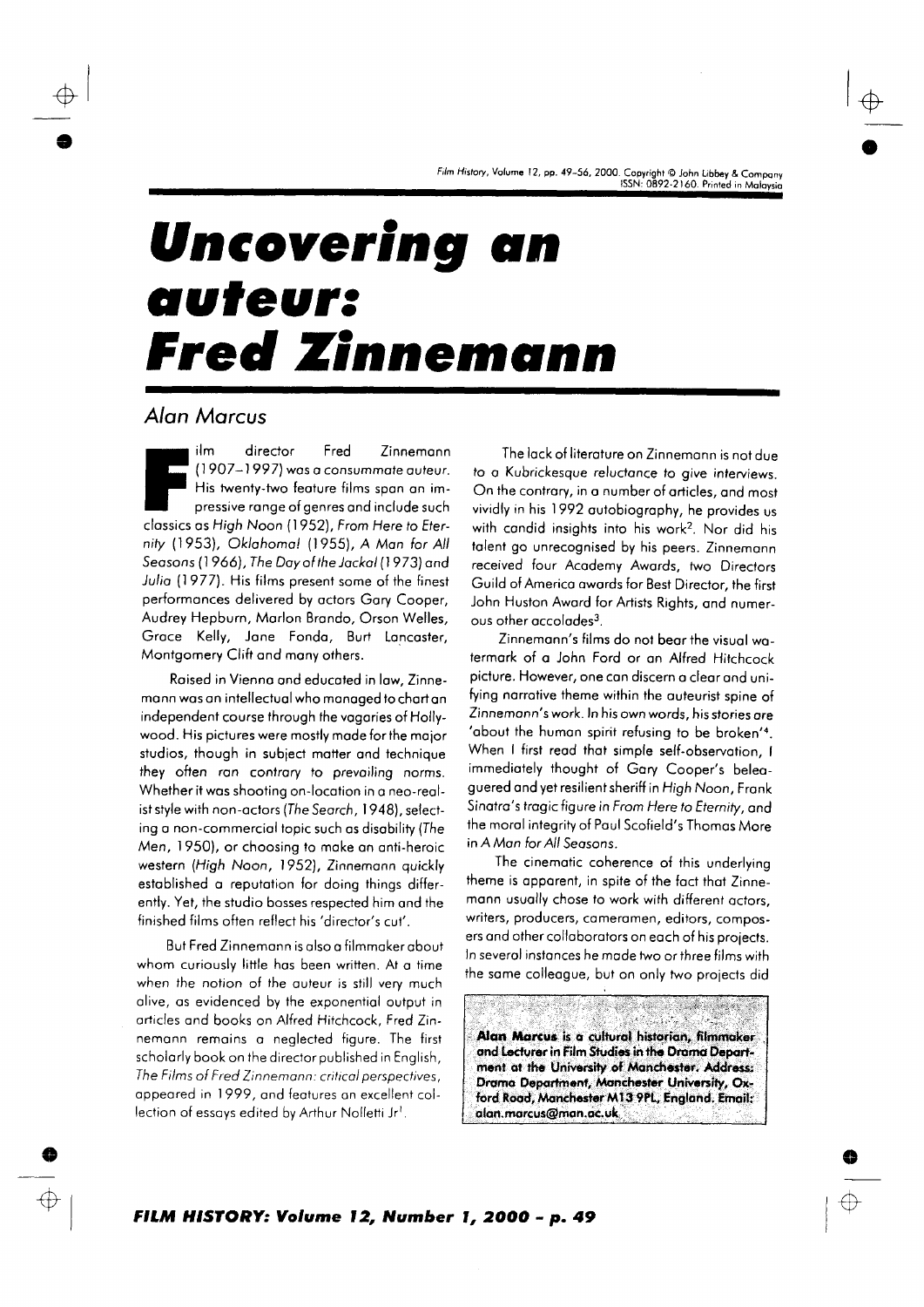# Uncovering an auteur: Fred Zinnemann

## Alan Marcus

Film director Fred Zinnemann (1907–1997) was a consummate auteur. His twenty-two feature films span an impressive range of genres and include such classics as *High Noon* (1952), *From Here to Eternity* (1953), *Oklahoma!* (1955), *A Man for All Seasons* (1966), *The Day of the Jackal* (1973) and *Julia* (1977). His films present some of the finest performances delivered by actors Gary Cooper, Audrey Hepburn, Marlon Brando, Orson Welles, Grace Kelly, Jane Fonda, Burt Lancaster, Montgomery Clift and many others.

Raised in Vienna and educated in law, Zinnemann was an intellectual who managed to chart an independent course through the vagaries of Hollywood. His pictures were mostly made for the major studios, though in subject matter and technique they often ran contrary to prevailing norms. Whether it was shooting on-location in a neo-realist style with non-actors (*The Search*, 1948), selecting a non-commercial topic such as disability (*The Men*, 1950), or choosing to make an anti-heroic western (*High Noon*, 1952), Zinnemann quickly established a reputation for doing things differently. Yet, the studio bosses respected him and the finished films often reflect his 'director's cut'.

But Fred Zinnemann is also a filmmaker about whom curiously little has been written. At a time when the notion of the auteur is still very much alive, as evidenced by the exponential output in articles and books on Alfred Hitchcock, Fred Zinnemann remains a neglected figure. The first scholarly book on the director published in English, *The Films of Fred Zinnemann: critical perspectives*, appeared in 1999, and features an excellent collection of essays edited by Arthur Nolletti Jr[1].

The lack of literature on Zinnemann is not due to a Kubrickesque reluctance to give interviews. On the contrary, in a number of articles, and most vividly in his 1992 autobiography, he provides us with candid insights into his work[2]. Nor did his talent go unrecognised by his peers. Zinnemann received four Academy Awards, two Directors Guild of America awards for Best Director, the first John Huston Award for Artists Rights, and numerous other accolades[3].

Zinnemann's films do not bear the visual watermark of a John Ford or an Alfred Hitchcock picture. However, one can discern a clear and unifying narrative theme within the auteurist spine of Zinnemann's work. In his own words, his stories are 'about the human spirit refusing to be broken'[4]. When I first read that simple self-observation, I immediately thought of Gary Cooper's beleaguered and yet resilient sheriff in *High Noon*, Frank Sinatra's tragic figure in *From Here to Eternity*, and the moral integrity of Paul Scofield's Thomas More in *A Man for All Seasons*.

The cinematic coherence of this underlying theme is apparent, in spite of the fact that Zinnemann usually chose to work with different actors, writers, producers, cameramen, editors, composers and other collaborators on each of his projects. In several instances he made two or three films with the same colleague, but on only two projects did

**Alan Marcus is a cultural historian, filmmaker and Lecturer in Film Studies in the Drama Department at the University of Manchester. Address: Drama Department, Manchester University, Oxford Road, Manchester M13 9PL, England. Email: alan.marcus@man.ac.uk**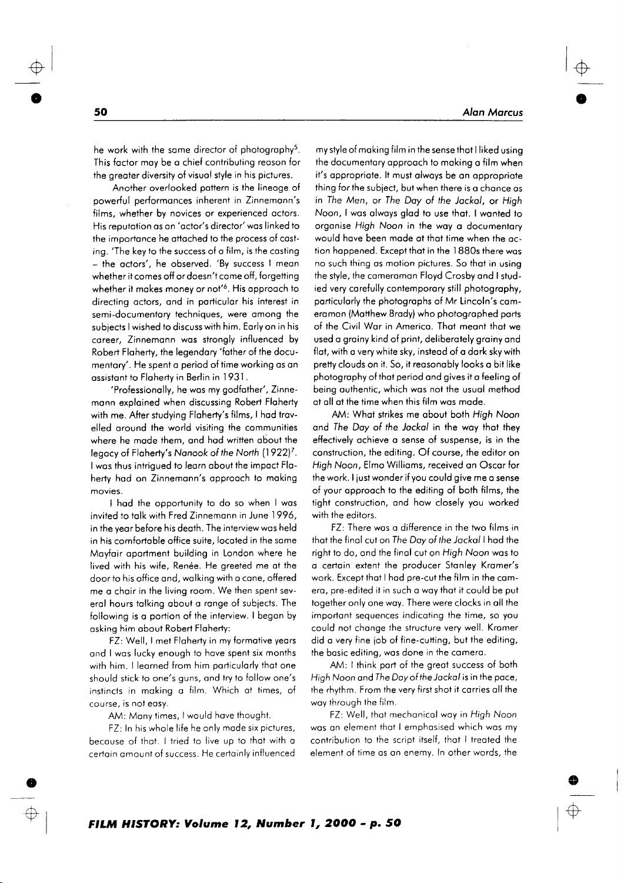he work with the same director of photography[5]. This factor may be a chief contributing reason for the greater diversity of visual style in his pictures.

Another overlooked pattern is the lineage of powerful performances inherent in Zinnemann's films, whether by novices or experienced actors. His reputation as an 'actor's director' was linked to the importance he attached to the process of casting. 'The key to the success of a film, is the casting – the actors', he observed. 'By success I mean whether it comes off or doesn't come off, forgetting whether it makes money or not'[6]. His approach to directing actors, and in particular his interest in semi-documentary techniques, were among the subjects I wished to discuss with him. Early on in his career, Zinnemann was strongly influenced by Robert Flaherty, the legendary 'father of the documentary'. He spent a period of time working as an assistant to Flaherty in Berlin in 1931.

'Professionally, he was my godfather', Zinnemann explained when discussing Robert Flaherty with me. After studying Flaherty's films, I had travelled around the world visiting the communities where he made them, and had written about the legacy of Flaherty's *Nanook of the North* (1922)[7]. I was thus intrigued to learn about the impact Flaherty had on Zinnemann's approach to making movies.

I had the opportunity to do so when I was invited to talk with Fred Zinnemann in June 1996, in the year before his death. The interview was held in his comfortable office suite, located in the same Mayfair apartment building in London where he lived with his wife, Renée. He greeted me at the door to his office and, walking with a cane, offered me a chair in the living room. We then spent several hours talking about a range of subjects. The following is a portion of the interview. I began by asking him about Robert Flaherty:

FZ: Well, I met Flaherty in my formative years and I was lucky enough to have spent six months with him. I learned from him particularly that one should stick to one's guns, and try to follow one's instincts in making a film. Which at times, of course, is not easy.

AM: Many times, I would have thought.

FZ: In his whole life he only made six pictures, because of that. I tried to live up to that with a certain amount of success. He certainly influenced my style of making film in the sense that I liked using the documentary approach to making a film when it's appropriate. It must always be an appropriate thing for the subject, but when there is a chance as in *The Men*, or *The Day of the Jackal*, or *High Noon*, I was always glad to use that. I wanted to organise *High Noon* in the way a documentary would have been made at that time when the action happened. Except that in the 1880s there was no such thing as motion pictures. So that in using the style, the cameraman Floyd Crosby and I studied very carefully contemporary still photography, particularly the photographs of Mr Lincoln's cameraman (Matthew Brady) who photographed parts of the Civil War in America. That meant that we used a grainy kind of print, deliberately grainy and flat, with a very white sky, instead of a dark sky with pretty clouds on it. So, it reasonably looks a bit like photography of that period and gives it a feeling of being authentic, which was not the usual method at all at the time when this film was made.

AM: What strikes me about both *High Noon* and *The Day of the Jackal* in the way that they effectively achieve a sense of suspense, is in the construction, the editing. Of course, the editor on *High Noon*, Elmo Williams, received an Oscar for the work. I just wonder if you could give me a sense of your approach to the editing of both films, the tight construction, and how closely you worked with the editors.

FZ: There was a difference in the two films in that the final cut on *The Day of the Jackal* I had the right to do, and the final cut on *High Noon* was to a certain extent the producer Stanley Kramer's work. Except that I had pre-cut the film in the camera, pre-edited it in such a way that it could be put together only one way. There were clocks in all the important sequences indicating the time, so you could not change the structure very well. Kramer did a very fine job of fine-cutting, but the editing, the basic editing, was done in the camera.

AM: I think part of the great success of both *High Noon* and *The Day of the Jackal* is in the pace, the rhythm. From the very first shot it carries all the way through the film.

FZ: Well, that mechanical way in *High Noon* was an element that I emphasised which was my contribution to the script itself, that I treated the element of time as an enemy. In other words, the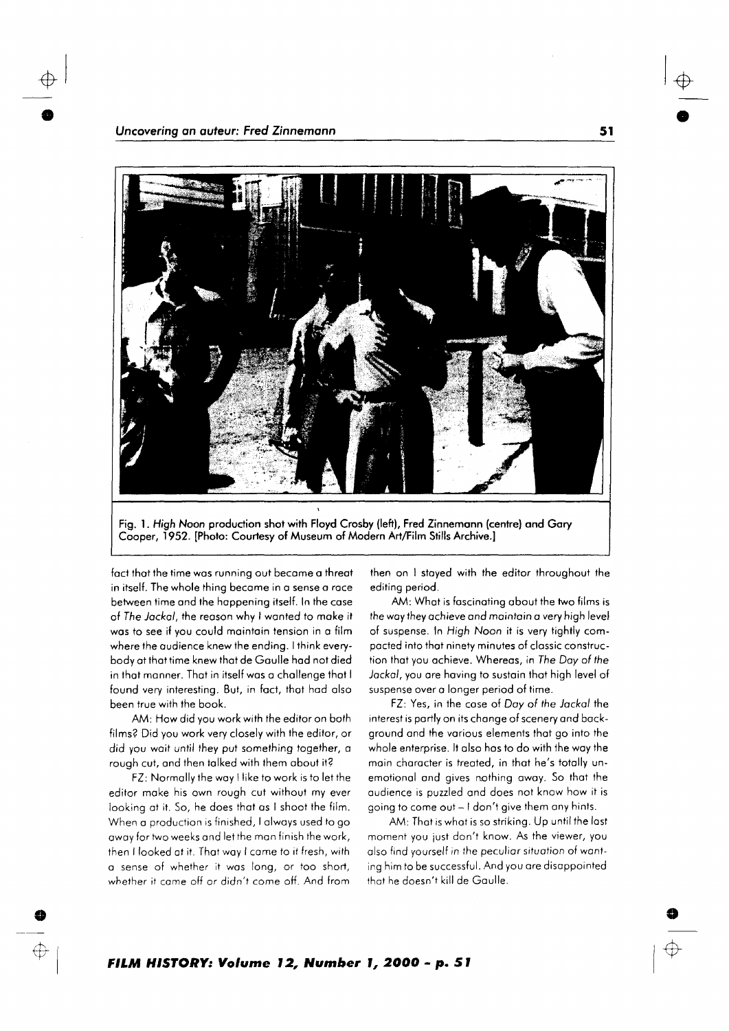Fig. 1. *High Noon* production shot with Floyd Crosby (left), Fred Zinnemann (centre) and Gary Cooper, 1952. [Photo: Courtesy of Museum of Modern Art/Film Stills Archive.]

fact that the time was running out became a threat in itself. The whole thing became in a sense a race between time and the happening itself. In the case of *The Jackal*, the reason why I wanted to make it was to see if you could maintain tension in a film where the audience knew the ending. I think everybody at that time knew that de Gaulle had not died in that manner. That in itself was a challenge that I found very interesting. But, in fact, that had also been true with the book.

AM: How did you work with the editor on both films? Did you work very closely with the editor, or did you wait until they put something together, a rough cut, and then talked with them about it?

FZ: Normally the way I like to work is to let the editor make his own rough cut without my ever looking at it. So, he does that as I shoot the film. When a production is finished, I always used to go away for two weeks and let the man finish the work, then I looked at it. That way I came to it fresh, with a sense of whether it was long, or too short, whether it came off or didn't come off. And from then on I stayed with the editor throughout the editing period.

AM: What is fascinating about the two films is the way they achieve and maintain a very high level of suspense. In *High Noon* it is very tightly compacted into that ninety minutes of classic construction that you achieve. Whereas, in *The Day of the Jackal*, you are having to sustain that high level of suspense over a longer period of time.

FZ: Yes, in the case of *Day of the Jackal* the interest is partly on its change of scenery and background and the various elements that go into the whole enterprise. It also has to do with the way the main character is treated, in that he's totally unemotional and gives nothing away. So that the audience is puzzled and does not know how it is going to come out – I don't give them any hints.

AM: That is what is so striking. Up until the last moment you just don't know. As the viewer, you also find yourself in the peculiar situation of wanting him to be successful. And you are disappointed that he doesn't kill de Gaulle.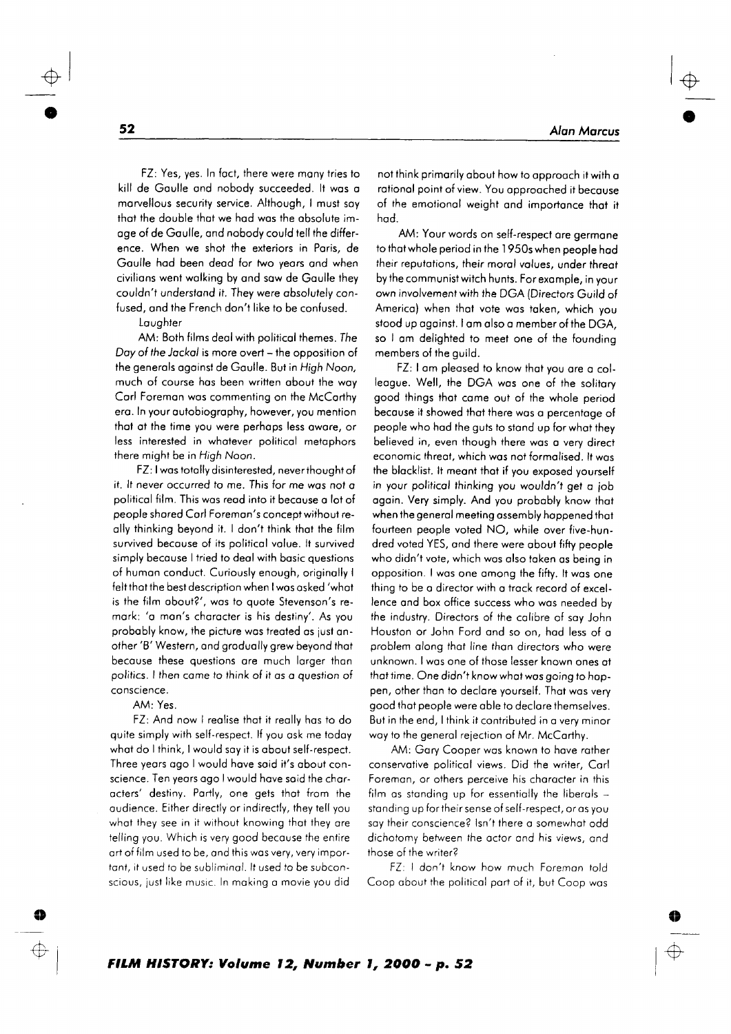FZ: Yes, yes. In fact, there were many tries to kill de Gaulle and nobody succeeded. It was a marvellous security service. Although, I must say that the double that we had was the absolute image of de Gaulle, and nobody could tell the difference. When we shot the exteriors in Paris, de Gaulle had been dead for two years and when civilians went walking by and saw de Gaulle they couldn't understand it. They were absolutely confused, and the French don't like to be confused.

Laughter

AM: Both films deal with political themes. *The Day of the Jackal* is more overt – the opposition of the generals against de Gaulle. But in *High Noon*, much of course has been written about the way Carl Foreman was commenting on the McCarthy era. In your autobiography, however, you mention that at the time you were perhaps less aware, or less interested in whatever political metaphors there might be in *High Noon*.

FZ: I was totally disinterested, never thought of it. It never occurred to me. This for me was not a political film. This was read into it because a lot of people shared Carl Foreman's concept without really thinking beyond it. I don't think that the film survived because of its political value. It survived simply because I tried to deal with basic questions of human conduct. Curiously enough, originally I felt that the best description when I was asked 'what is the film about?', was to quote Stevenson's remark: 'a man's character is his destiny'. As you probably know, the picture was treated as just another 'B' Western, and gradually grew beyond that because these questions are much larger than politics. I then came to think of it as a question of conscience.

AM: Yes.

FZ: And now I realise that it really has to do quite simply with self-respect. If you ask me today what do I think, I would say it is about self-respect. Three years ago I would have said it's about conscience. Ten years ago I would have said the characters' destiny. Partly, one gets that from the audience. Either directly or indirectly, they tell you what they see in it without knowing that they are telling you. Which is very good because the entire art of film used to be, and this was very, very important, it used to be subliminal. It used to be subconscious, just like music. In making a movie you did not think primarily about how to approach it with a rational point of view. You approached it because of the emotional weight and importance that it had.

AM: Your words on self-respect are germane to that whole period in the 1950s when people had their reputations, their moral values, under threat by the communist witch hunts. For example, in your own involvement with the DGA (Directors Guild of America) when that vote was taken, which you stood up against. I am also a member of the DGA, so I am delighted to meet one of the founding members of the guild.

FZ: I am pleased to know that you are a colleague. Well, the DGA was one of the solitary good things that came out of the whole period because it showed that there was a percentage of people who had the guts to stand up for what they believed in, even though there was a very direct economic threat, which was not formalised. It was the blacklist. It meant that if you exposed yourself in your political thinking you wouldn't get a job again. Very simply. And you probably know that when the general meeting assembly happened that fourteen people voted NO, while over five-hundred voted YES, and there were about fifty people who didn't vote, which was also taken as being in opposition. I was one among the fifty. It was one thing to be a director with a track record of excellence and box office success who was needed by the industry. Directors of the calibre of say John Houston or John Ford and so on, had less of a problem along that line than directors who were unknown. I was one of those lesser known ones at that time. One didn't know what was going to happen, other than to declare yourself. That was very good that people were able to declare themselves. But in the end, I think it contributed in a very minor way to the general rejection of Mr. McCarthy.

AM: Gary Cooper was known to have rather conservative political views. Did the writer, Carl Foreman, or others perceive his character in this film as standing up for essentially the liberals – standing up for their sense of self-respect, or as you say their conscience? Isn't there a somewhat odd dichotomy between the actor and his views, and those of the writer?

FZ: I don't know how much Foreman told Coop about the political part of it, but Coop was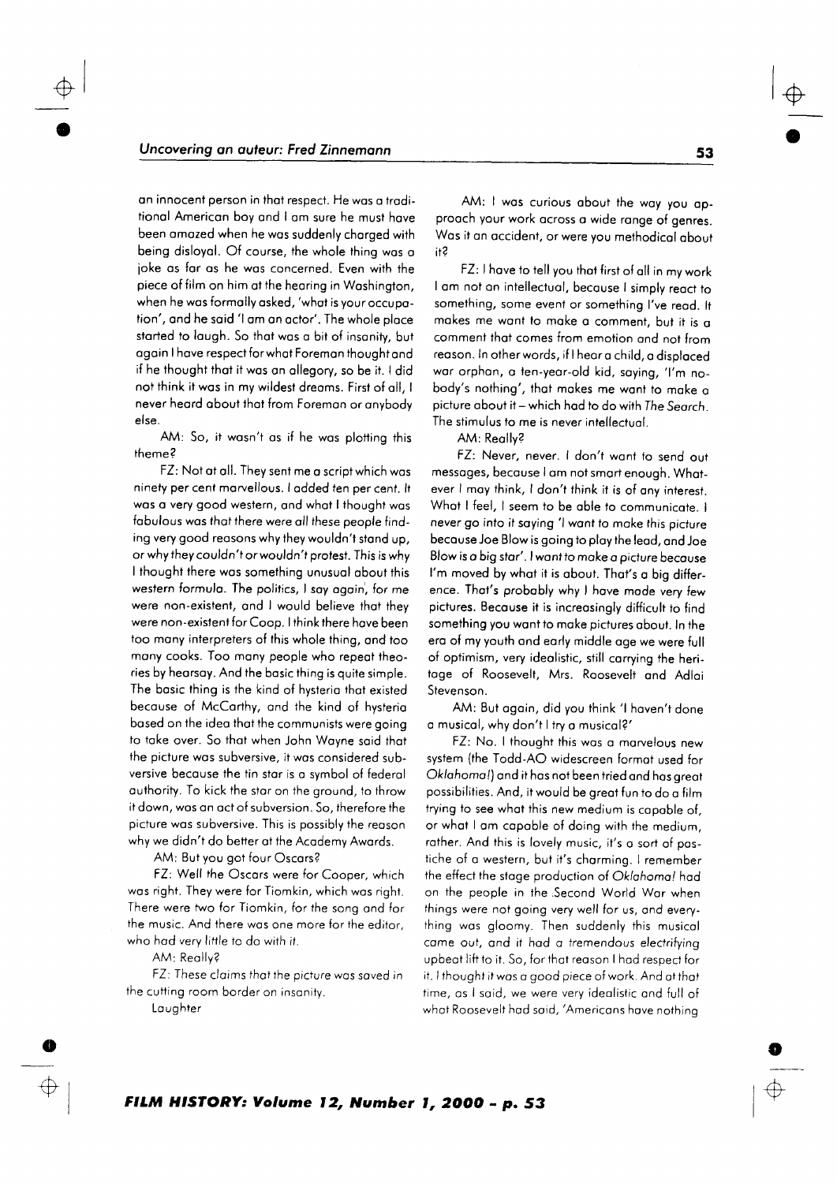an innocent person in that respect. He was a traditional American boy and I am sure he must have been amazed when he was suddenly charged with being disloyal. Of course, the whole thing was a joke as far as he was concerned. Even with the piece of film on him at the hearing in Washington, when he was formally asked, 'what is your occupation', and he said 'I am an actor'. The whole place started to laugh. So that was a bit of insanity, but again I have respect for what Foreman thought and if he thought that it was an allegory, so be it. I did not think it was in my wildest dreams. First of all, I never heard about that from Foreman or anybody else.

AM: So, it wasn't as if he was plotting this theme?

FZ: Not at all. They sent me a script which was ninety per cent marvellous. I added ten per cent. It was a very good western, and what I thought was fabulous was that there were all these people finding very good reasons why they wouldn't stand up, or why they couldn't or wouldn't protest. This is why I thought there was something unusual about this western formula. The politics, I say again, for me were non-existent, and I would believe that they were non-existent for Coop. I think there have been too many interpreters of this whole thing, and too many cooks. Too many people who repeat theories by hearsay. And the basic thing is quite simple. The basic thing is the kind of hysteria that existed because of McCarthy, and the kind of hysteria based on the idea that the communists were going to take over. So that when John Wayne said that the picture was subversive, it was considered subversive because the tin star is a symbol of federal authority. To kick the star on the ground, to throw it down, was an act of subversion. So, therefore the picture was subversive. This is possibly the reason why we didn't do better at the Academy Awards.

AM: But you got four Oscars?

FZ: Well the Oscars were for Cooper, which was right. They were for Tiomkin, which was right. There were two for Tiomkin, for the song and for the music. And there was one more for the editor, who had very little to do with it.

AM: Really?

FZ: These claims that the picture was saved in the cutting room border on insanity.

Laughter

AM: I was curious about the way you approach your work across a wide range of genres. Was it an accident, or were you methodical about it?

FZ: I have to tell you that first of all in my work I am not an intellectual, because I simply react to something, some event or something I've read. It makes me want to make a comment, but it is a comment that comes from emotion and not from reason. In other words, if I hear a child, a displaced war orphan, a ten-year-old kid, saying, 'I'm nobody's nothing', that makes me want to make a picture about it – which had to do with *The Search*. The stimulus to me is never intellectual.

AM: Really?

FZ: Never, never. I don't want to send out messages, because I am not smart enough. Whatever I may think, I don't think it is of any interest. What I feel, I seem to be able to communicate. I never go into it saying 'I want to make this picture because Joe Blow is going to play the lead, and Joe Blow is a big star'. I want to make a picture because I'm moved by what it is about. That's a big difference. That's probably why I have made very few pictures. Because it is increasingly difficult to find something you want to make pictures about. In the era of my youth and early middle age we were full of optimism, very idealistic, still carrying the heritage of Roosevelt, Mrs. Roosevelt and Adlai Stevenson.

AM: But again, did you think 'I haven't done a musical, why don't I try a musical?'

FZ: No. I thought this was a marvelous new system (the Todd-AO widescreen format used for *Oklahoma!*) and it has not been tried and has great possibilities. And, it would be great fun to do a film trying to see what this new medium is capable of, or what I am capable of doing with the medium, rather. And this is lovely music, it's a sort of pastiche of a western, but it's charming. I remember the effect the stage production of *Oklahoma!* had on the people in the Second World War when things were not going very well for us, and everything was gloomy. Then suddenly this musical came out, and it had a tremendous electrifying upbeat lift to it. So, for that reason I had respect for it. I thought it was a good piece of work. And at that time, as I said, we were very idealistic and full of what Roosevelt had said, 'Americans have nothing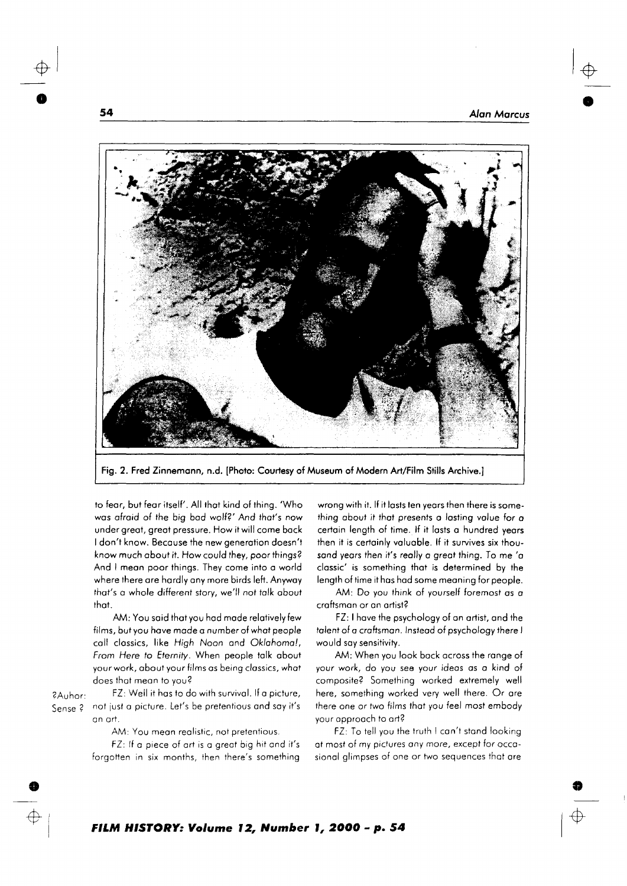Fig. 2. Fred Zinnemann, n.d. [Photo: Courtesy of Museum of Modern Art/Film Stills Archive.]

to fear, but fear itself'. All that kind of thing. 'Who was afraid of the big bad wolf?' And that's now under great, great pressure. How it will come back I don't know. Because the new generation doesn't know much about it. How could they, poor things? And I mean poor things. They come into a world where there are hardly any more birds left. Anyway that's a whole different story, we'll not talk about that.

AM: You said that you had made relatively few films, but you have made a number of what people call classics, like *High Noon* and *Oklahoma!*, *From Here to Eternity*. When people talk about your work, about your films as being classics, what does that mean to you?

?Auhor: Sense ?

FZ: Well it has to do with survival. If a picture, not just a picture. Let's be pretentious and say it's an art.

AM: You mean realistic, not pretentious.

FZ: If a piece of art is a great big hit and it's forgotten in six months, then there's something wrong with it. If it lasts ten years then there is something about it that presents a lasting value for a certain length of time. If it lasts a hundred years then it is certainly valuable. If it survives six thousand years then it's really a great thing. To me 'a classic' is something that is determined by the length of time it has had some meaning for people.

AM: Do you think of yourself foremost as a craftsman or an artist?

FZ: I have the psychology of an artist, and the talent of a craftsman. Instead of psychology there I would say sensitivity.

AM: When you look back across the range of your work, do you see your ideas as a kind of composite? Something worked extremely well here, something worked very well there. Or are there one or two films that you feel most embody your approach to art?

FZ: To tell you the truth I can't stand looking at most of my pictures any more, except for occasional glimpses of one or two sequences that are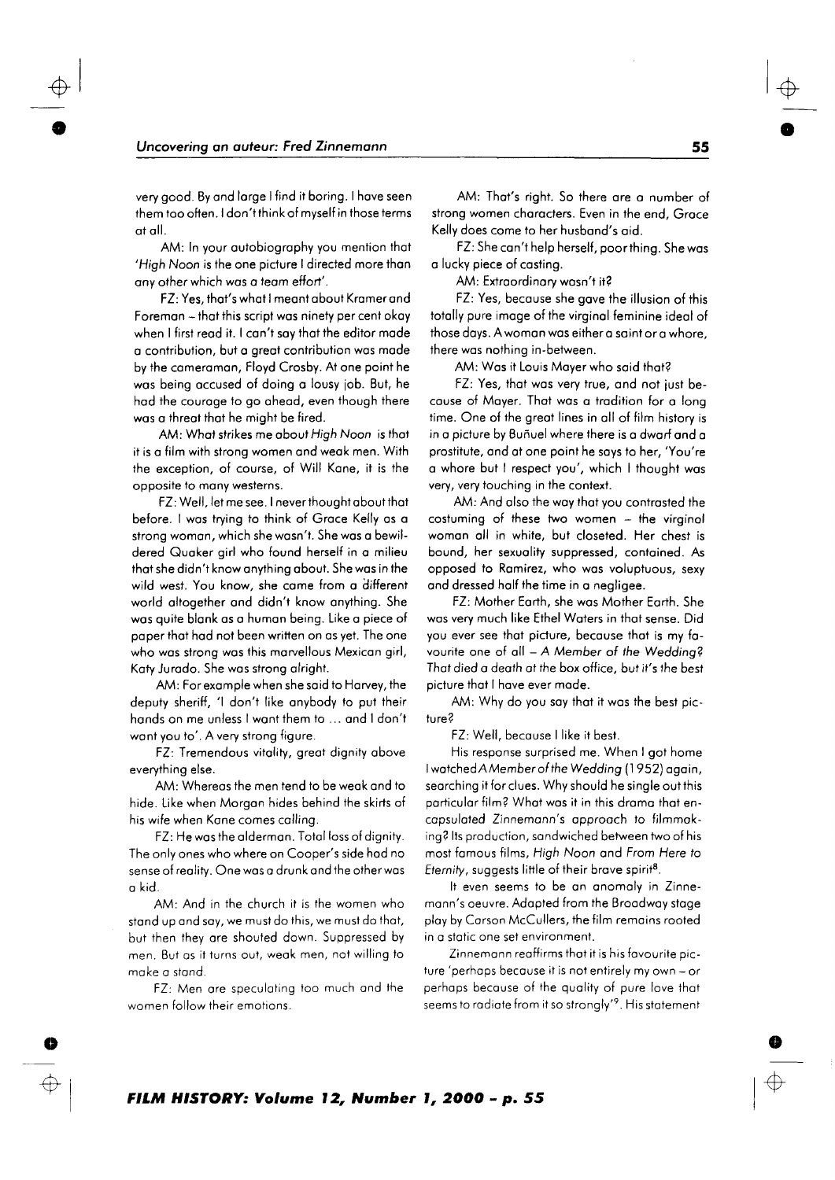very good. By and large I find it boring. I have seen them too often. I don't think of myself in those terms at all.

AM: In your autobiography you mention that '*High Noon* is the one picture I directed more than any other which was a team effort'.

FZ: Yes, that's what I meant about Kramer and Foreman – that this script was ninety per cent okay when I first read it. I can't say that the editor made a contribution, but a great contribution was made by the cameraman, Floyd Crosby. At one point he was being accused of doing a lousy job. But, he had the courage to go ahead, even though there was a threat that he might be fired.

AM: What strikes me about *High Noon* is that it is a film with strong women and weak men. With the exception, of course, of Will Kane, it is the opposite to many westerns.

FZ: Well, let me see. I never thought about that before. I was trying to think of Grace Kelly as a strong woman, which she wasn't. She was a bewildered Quaker girl who found herself in a milieu that she didn't know anything about. She was in the wild west. You know, she came from a different world altogether and didn't know anything. She was quite blank as a human being. Like a piece of paper that had not been written on as yet. The one who was strong was this marvellous Mexican girl, Katy Jurado. She was strong alright.

AM: For example when she said to Harvey, the deputy sheriff, 'I don't like anybody to put their hands on me unless I want them to … and I don't want you to'. A very strong figure.

FZ: Tremendous vitality, great dignity above everything else.

AM: Whereas the men tend to be weak and to hide. Like when Morgan hides behind the skirts of his wife when Kane comes calling.

FZ: He was the alderman. Total loss of dignity. The only ones who where on Cooper's side had no sense of reality. One was a drunk and the other was a kid.

AM: And in the church it is the women who stand up and say, we must do this, we must do that, but then they are shouted down. Suppressed by men. But as it turns out, weak men, not willing to make a stand.

FZ: Men are speculating too much and the women follow their emotions.

AM: That's right. So there are a number of strong women characters. Even in the end, Grace Kelly does come to her husband's aid.

FZ: She can't help herself, poor thing. She was a lucky piece of casting.

AM: Extraordinary wasn't it?

FZ: Yes, because she gave the illusion of this totally pure image of the virginal feminine ideal of those days. A woman was either a saint or a whore, there was nothing in-between.

AM: Was it Louis Mayer who said that?

FZ: Yes, that was very true, and not just because of Mayer. That was a tradition for a long time. One of the great lines in all of film history is in a picture by Buñuel where there is a dwarf and a prostitute, and at one point he says to her, 'You're a whore but I respect you', which I thought was very, very touching in the context.

AM: And also the way that you contrasted the costuming of these two women – the virginal woman all in white, but closeted. Her chest is bound, her sexuality suppressed, contained. As opposed to Ramirez, who was voluptuous, sexy and dressed half the time in a negligee.

FZ: Mother Earth, she was Mother Earth. She was very much like Ethel Waters in that sense. Did you ever see that picture, because that is my favourite one of all – *A Member of the Wedding*? That died a death at the box office, but it's the best picture that I have ever made.

AM: Why do you say that it was the best picture?

FZ: Well, because I like it best.

His response surprised me. When I got home I watched *A Member of the Wedding* (1952) again, searching it for clues. Why should he single out this particular film? What was it in this drama that encapsulated Zinnemann's approach to filmmaking? Its production, sandwiched between two of his most famous films, *High Noon* and *From Here to Eternity*, suggests little of their brave spirit[8].

It even seems to be an anomaly in Zinnemann's oeuvre. Adapted from the Broadway stage play by Carson McCullers, the film remains rooted in a static one set environment.

Zinnemann reaffirms that it is his favourite picture 'perhaps because it is not entirely my own – or perhaps because of the quality of pure love that seems to radiate from it so strongly'[9]. His statement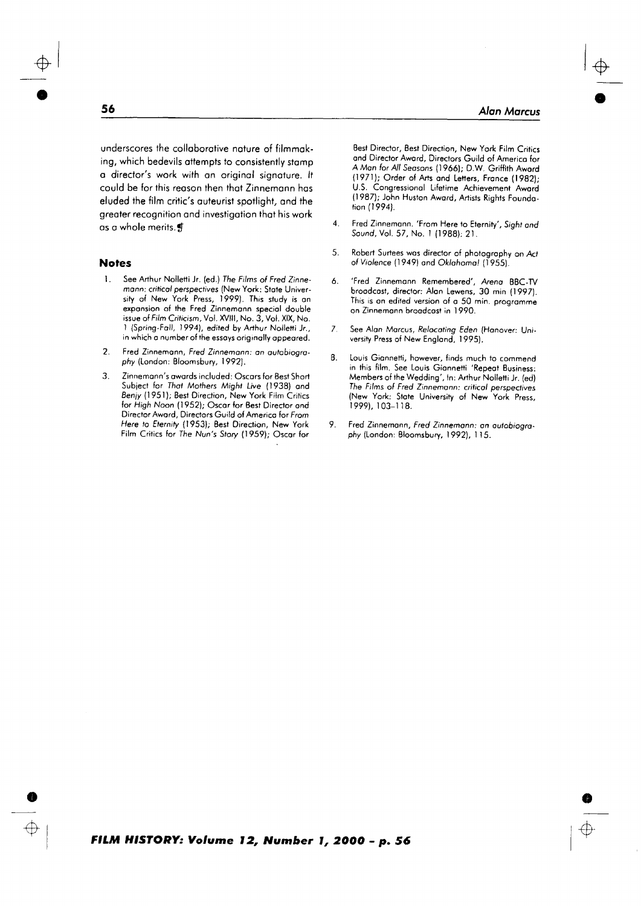underscores the collaborative nature of filmmaking, which bedevils attempts to consistently stamp a director's work with an original signature. It could be for this reason then that Zinnemann has eluded the film critic's auteurist spotlight, and the greater recognition and investigation that his work as a whole merits.

## Notes

1. See Arthur Nolletti Jr. (ed.) *The Films of Fred Zinnemann: critical perspectives* (New York: State University of New York Press, 1999). This study is an expansion of the Fred Zinnemann special double issue of *Film Criticism*, Vol. XVIII, No. 3, Vol. XIX, No. 1 (Spring-Fall, 1994), edited by Arthur Nolletti Jr., in which a number of the essays originally appeared.
2. Fred Zinnemann, *Fred Zinnemann: an autobiography* (London: Bloomsbury, 1992).
3. Zinnemann's awards included: Oscars for Best Short Subject for *That Mothers Might Live* (1938) and *Benjy* (1951); Best Direction, New York Film Critics for *High Noon* (1952); Oscar for Best Director and Director Award, Directors Guild of America for *From Here to Eternity* (1953); Best Direction, New York Film Critics for *The Nun's Story* (1959); Oscar for Best Director, Best Direction, New York Film Critics and Director Award, Directors Guild of America for *A Man for All Seasons* (1966); D.W. Griffith Award (1971); Order of Arts and Letters, France (1982); U.S. Congressional Lifetime Achievement Award (1987); John Huston Award, Artists Rights Foundation (1994).
4. Fred Zinnemann. 'From Here to Eternity', *Sight and Sound*, Vol. 57, No. 1 (1988): 21.
5. Robert Surtees was director of photography on *Act of Violence* (1949) and *Oklahoma!* (1955).
6. 'Fred Zinnemann Remembered', *Arena* BBC-TV broadcast, director: Alan Lewens, 30 min (1997). This is an edited version of a 50 min. programme on Zinnemann broadcast in 1990.
7. See Alan Marcus, *Relocating Eden* (Hanover: University Press of New England, 1995).
8. Louis Giannetti, however, finds much to commend in this film. See Louis Giannetti 'Repeat Business: Members of the Wedding', In: Arthur Nolletti Jr. (ed) *The Films of Fred Zinnemann: critical perspectives* (New York: State University of New York Press, 1999), 103–118.
9. Fred Zinnemann, *Fred Zinnemann: an autobiography* (London: Bloomsbury, 1992), 115.